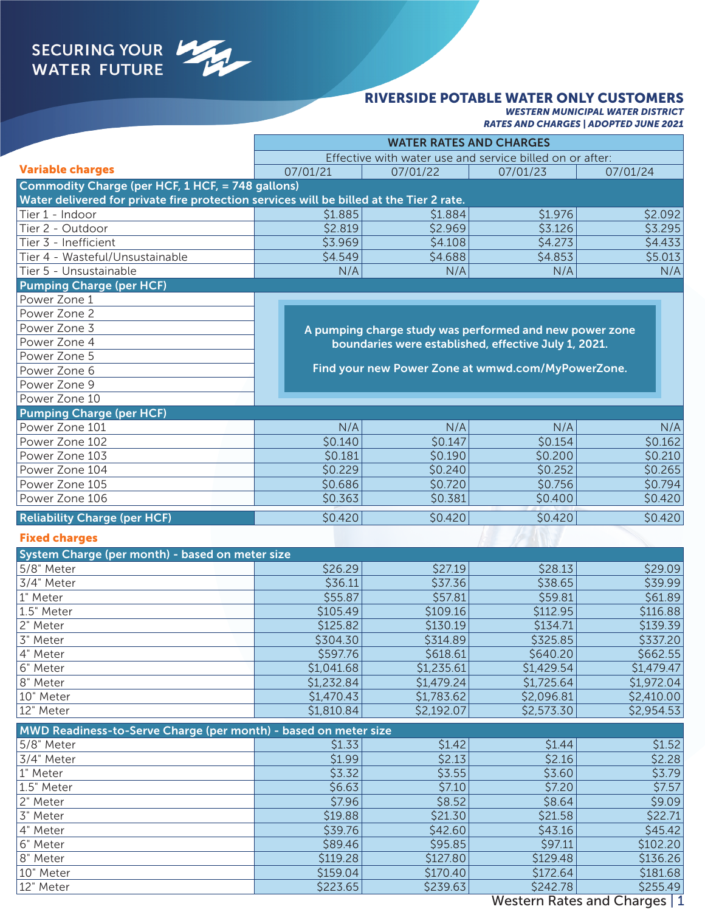SECURING YOUR WATER FUTURE

# RIVERSIDE POTABLE WATER ONLY CUSTOMERS

***WESTERN MUNICIPAL WATER DISTRICT***

***RATES AND CHARGES | ADOPTED JUNE 2021***

| | WATER RATES AND CHARGES | | | |
|---|---|---|---|---|
| | Effective with water use and service billed on or after: | | | |
| **Variable charges** | 07/01/21 | 07/01/22 | 07/01/23 | 07/01/24 |
| **Commodity Charge (per HCF, 1 HCF, = 748 gallons)** **Water delivered for private fire protection services will be billed at the Tier 2 rate.** | | | | |
| Tier 1 - Indoor | $1.885 | $1.884 | $1.976 | $2.092 |
| Tier 2 - Outdoor | $2.819 | $2.969 | $3.126 | $3.295 |
| Tier 3 - Inefficient | $3.969 | $4.108 | $4.273 | $4.433 |
| Tier 4 - Wasteful/Unsustainable | $4.549 | $4.688 | $4.853 | $5.013 |
| Tier 5 - Unsustainable | N/A | N/A | N/A | N/A |
| **Pumping Charge (per HCF)** | | | | |
| Power Zone 1 | A pumping charge study was performed and new power zone boundaries were established, effective July 1, 2021. Find your new Power Zone at wmwd.com/MyPowerZone. | | | |
| Power Zone 2 | | | | |
| Power Zone 3 | | | | |
| Power Zone 4 | | | | |
| Power Zone 5 | | | | |
| Power Zone 6 | | | | |
| Power Zone 9 | | | | |
| Power Zone 10 | | | | |
| **Pumping Charge (per HCF)** | | | | |
| Power Zone 101 | N/A | N/A | N/A | N/A |
| Power Zone 102 | $0.140 | $0.147 | $0.154 | $0.162 |
| Power Zone 103 | $0.181 | $0.190 | $0.200 | $0.210 |
| Power Zone 104 | $0.229 | $0.240 | $0.252 | $0.265 |
| Power Zone 105 | $0.686 | $0.720 | $0.756 | $0.794 |
| Power Zone 106 | $0.363 | $0.381 | $0.400 | $0.420 |
| **Reliability Charge (per HCF)** | $0.420 | $0.420 | $0.420 | $0.420 |

**Fixed charges**

| **System Charge (per month) - based on meter size** | 07/01/21 | 07/01/22 | 07/01/23 | 07/01/24 |
|---|---|---|---|---|
| 5/8" Meter | $26.29 | $27.19 | $28.13 | $29.09 |
| 3/4" Meter | $36.11 | $37.36 | $38.65 | $39.99 |
| 1" Meter | $55.87 | $57.81 | $59.81 | $61.89 |
| 1.5" Meter | $105.49 | $109.16 | $112.95 | $116.88 |
| 2" Meter | $125.82 | $130.19 | $134.71 | $139.39 |
| 3" Meter | $304.30 | $314.89 | $325.85 | $337.20 |
| 4" Meter | $597.76 | $618.61 | $640.20 | $662.55 |
| 6" Meter | $1,041.68 | $1,235.61 | $1,429.54 | $1,479.47 |
| 8" Meter | $1,232.84 | $1,479.24 | $1,725.64 | $1,972.04 |
| 10" Meter | $1,470.43 | $1,783.62 | $2,096.81 | $2,410.00 |
| 12" Meter | $1,810.84 | $2,192.07 | $2,573.30 | $2,954.53 |

| **MWD Readiness-to-Serve Charge (per month) - based on meter size** | 07/01/21 | 07/01/22 | 07/01/23 | 07/01/24 |
|---|---|---|---|---|
| 5/8" Meter | $1.33 | $1.42 | $1.44 | $1.52 |
| 3/4" Meter | $1.99 | $2.13 | $2.16 | $2.28 |
| 1" Meter | $3.32 | $3.55 | $3.60 | $3.79 |
| 1.5" Meter | $6.63 | $7.10 | $7.20 | $7.57 |
| 2" Meter | $7.96 | $8.52 | $8.64 | $9.09 |
| 3" Meter | $19.88 | $21.30 | $21.58 | $22.71 |
| 4" Meter | $39.76 | $42.60 | $43.16 | $45.42 |
| 6" Meter | $89.46 | $95.85 | $97.11 | $102.20 |
| 8" Meter | $119.28 | $127.80 | $129.48 | $136.26 |
| 10" Meter | $159.04 | $170.40 | $172.64 | $181.68 |
| 12" Meter | $223.65 | $239.63 | $242.78 | $255.49 |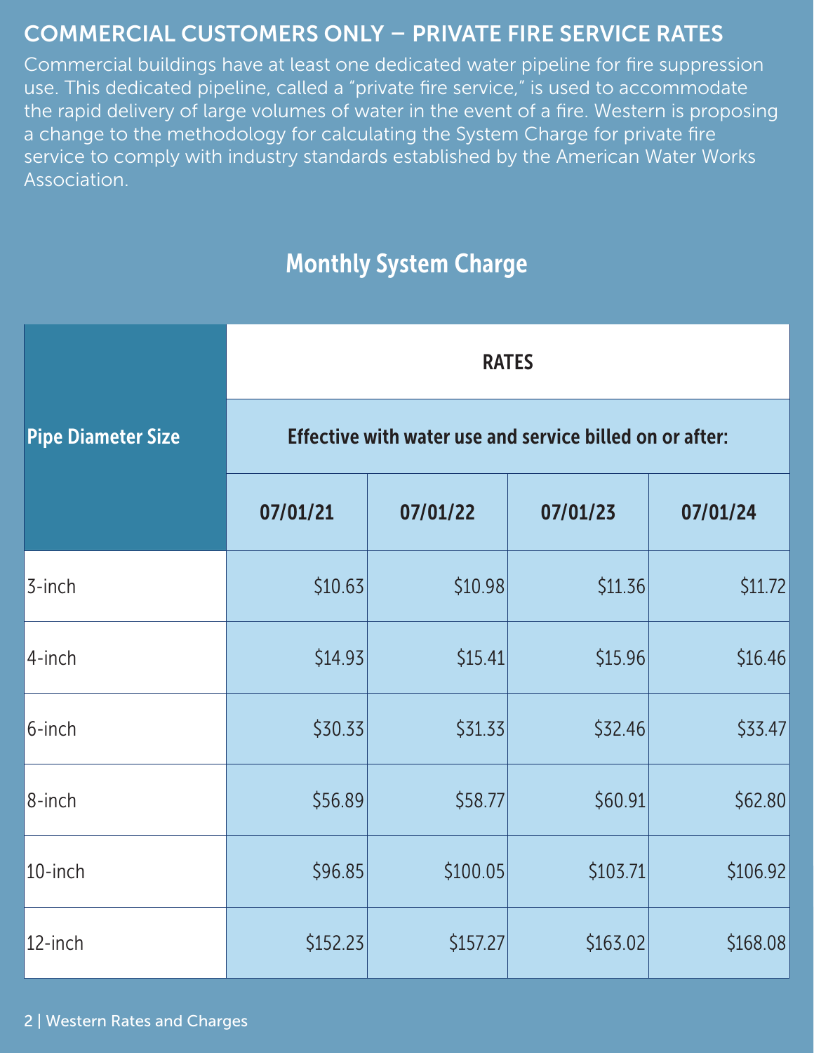## COMMERCIAL CUSTOMERS ONLY – PRIVATE FIRE SERVICE RATES

Commercial buildings have at least one dedicated water pipeline for fire suppression use. This dedicated pipeline, called a "private fire service," is used to accommodate the rapid delivery of large volumes of water in the event of a fire. Western is proposing a change to the methodology for calculating the System Charge for private fire service to comply with industry standards established by the American Water Works Association.

### Monthly System Charge

| Pipe Diameter Size | RATES | | | |
|---|---|---|---|---|
| | Effective with water use and service billed on or after: | | | |
| | 07/01/21 | 07/01/22 | 07/01/23 | 07/01/24 |
| 3-inch | $10.63 | $10.98 | $11.36 | $11.72 |
| 4-inch | $14.93 | $15.41 | $15.96 | $16.46 |
| 6-inch | $30.33 | $31.33 | $32.46 | $33.47 |
| 8-inch | $56.89 | $58.77 | $60.91 | $62.80 |
| 10-inch | $96.85 | $100.05 | $103.71 | $106.92 |
| 12-inch | $152.23 | $157.27 | $163.02 | $168.08 |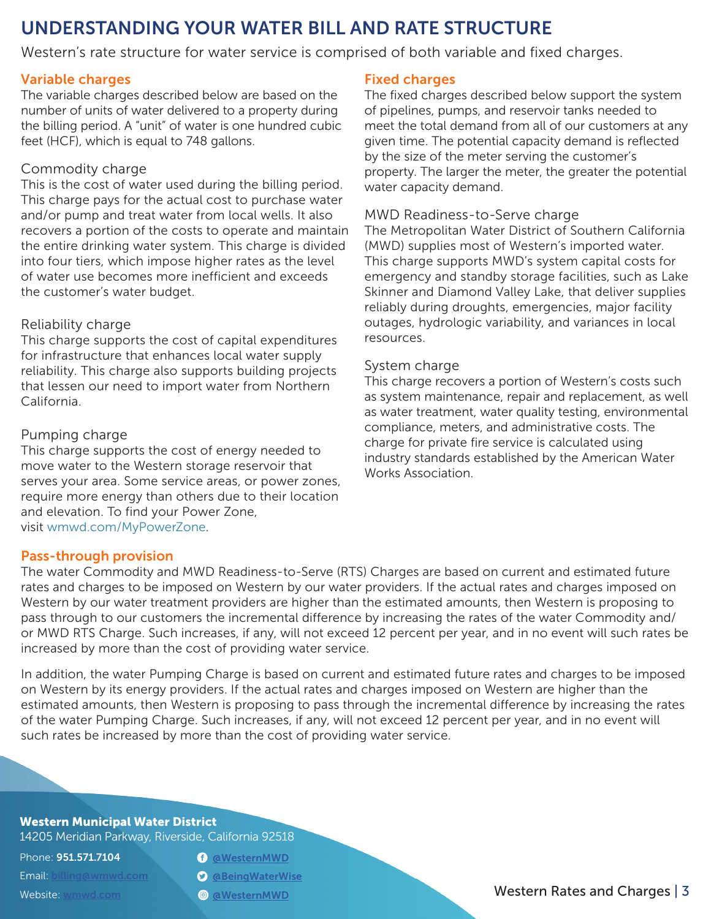# UNDERSTANDING YOUR WATER BILL AND RATE STRUCTURE

Western's rate structure for water service is comprised of both variable and fixed charges.

## Variable charges

The variable charges described below are based on the number of units of water delivered to a property during the billing period. A "unit" of water is one hundred cubic feet (HCF), which is equal to 748 gallons.

### Commodity charge

This is the cost of water used during the billing period. This charge pays for the actual cost to purchase water and/or pump and treat water from local wells. It also recovers a portion of the costs to operate and maintain the entire drinking water system. This charge is divided into four tiers, which impose higher rates as the level of water use becomes more inefficient and exceeds the customer's water budget.

### Reliability charge

This charge supports the cost of capital expenditures for infrastructure that enhances local water supply reliability. This charge also supports building projects that lessen our need to import water from Northern California.

### Pumping charge

This charge supports the cost of energy needed to move water to the Western storage reservoir that serves your area. Some service areas, or power zones, require more energy than others due to their location and elevation. To find your Power Zone, visit wmwd.com/MyPowerZone.

## Fixed charges

The fixed charges described below support the system of pipelines, pumps, and reservoir tanks needed to meet the total demand from all of our customers at any given time. The potential capacity demand is reflected by the size of the meter serving the customer's property. The larger the meter, the greater the potential water capacity demand.

### MWD Readiness-to-Serve charge

The Metropolitan Water District of Southern California (MWD) supplies most of Western's imported water. This charge supports MWD's system capital costs for emergency and standby storage facilities, such as Lake Skinner and Diamond Valley Lake, that deliver supplies reliably during droughts, emergencies, major facility outages, hydrologic variability, and variances in local resources.

### System charge

This charge recovers a portion of Western's costs such as system maintenance, repair and replacement, as well as water treatment, water quality testing, environmental compliance, meters, and administrative costs. The charge for private fire service is calculated using industry standards established by the American Water Works Association.

## Pass-through provision

The water Commodity and MWD Readiness-to-Serve (RTS) Charges are based on current and estimated future rates and charges to be imposed on Western by our water providers. If the actual rates and charges imposed on Western by our water treatment providers are higher than the estimated amounts, then Western is proposing to pass through to our customers the incremental difference by increasing the rates of the water Commodity and/or MWD RTS Charge. Such increases, if any, will not exceed 12 percent per year, and in no event will such rates be increased by more than the cost of providing water service.

In addition, the water Pumping Charge is based on current and estimated future rates and charges to be imposed on Western by its energy providers. If the actual rates and charges imposed on Western are higher than the estimated amounts, then Western is proposing to pass through the incremental difference by increasing the rates of the water Pumping Charge. Such increases, if any, will not exceed 12 percent per year, and in no event will such rates be increased by more than the cost of providing water service.

**Western Municipal Water District**
14205 Meridian Parkway, Riverside, California 92518

Phone: **951.571.7104**
Email: billing@wmwd.com
Website: wmwd.com

@WesternMWD
@BeingWaterWise
@WesternMWD